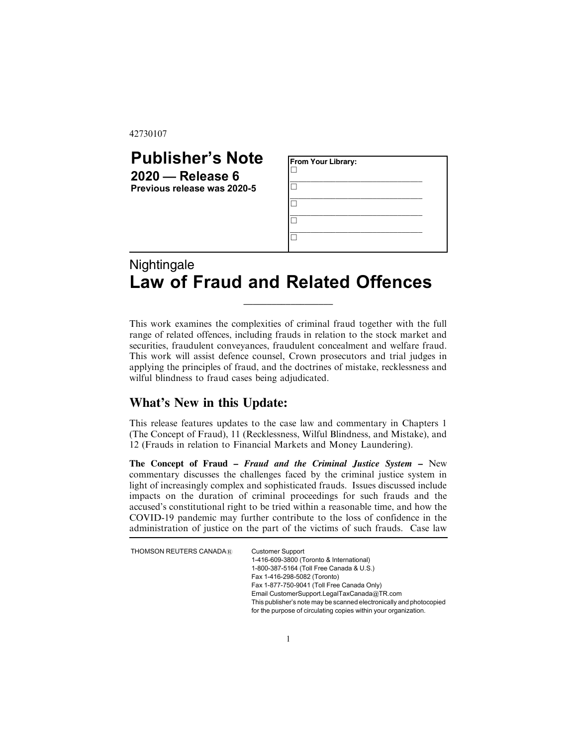42730107

# Publisher's Note

**2020 — Release 6**

**Previous release was 2020-5**

**From Your Library:**

- ☐ ______________________________
- ☐ ______________________________
- ☐ ______________________________
- ☐ ______________________________
- ☐

## Nightingale

# Law of Fraud and Related Offences

This work examines the complexities of criminal fraud together with the full range of related offences, including frauds in relation to the stock market and securities, fraudulent conveyances, fraudulent concealment and welfare fraud. This work will assist defence counsel, Crown prosecutors and trial judges in applying the principles of fraud, and the doctrines of mistake, recklessness and wilful blindness to fraud cases being adjudicated.

## What's New in this Update:

This release features updates to the case law and commentary in Chapters 1 (The Concept of Fraud), 11 (Recklessness, Wilful Blindness, and Mistake), and 12 (Frauds in relation to Financial Markets and Money Laundering).

**The Concept of Fraud – *Fraud and the Criminal Justice System* –** New commentary discusses the challenges faced by the criminal justice system in light of increasingly complex and sophisticated frauds. Issues discussed include impacts on the duration of criminal proceedings for such frauds and the accused's constitutional right to be tried within a reasonable time, and how the COVID-19 pandemic may further contribute to the loss of confidence in the administration of justice on the part of the victims of such frauds. Case law

THOMSON REUTERS CANADA®

Customer Support
1-416-609-3800 (Toronto & International)
1-800-387-5164 (Toll Free Canada & U.S.)
Fax 1-416-298-5082 (Toronto)
Fax 1-877-750-9041 (Toll Free Canada Only)
Email CustomerSupport.LegalTaxCanada@TR.com
This publisher's note may be scanned electronically and photocopied for the purpose of circulating copies within your organization.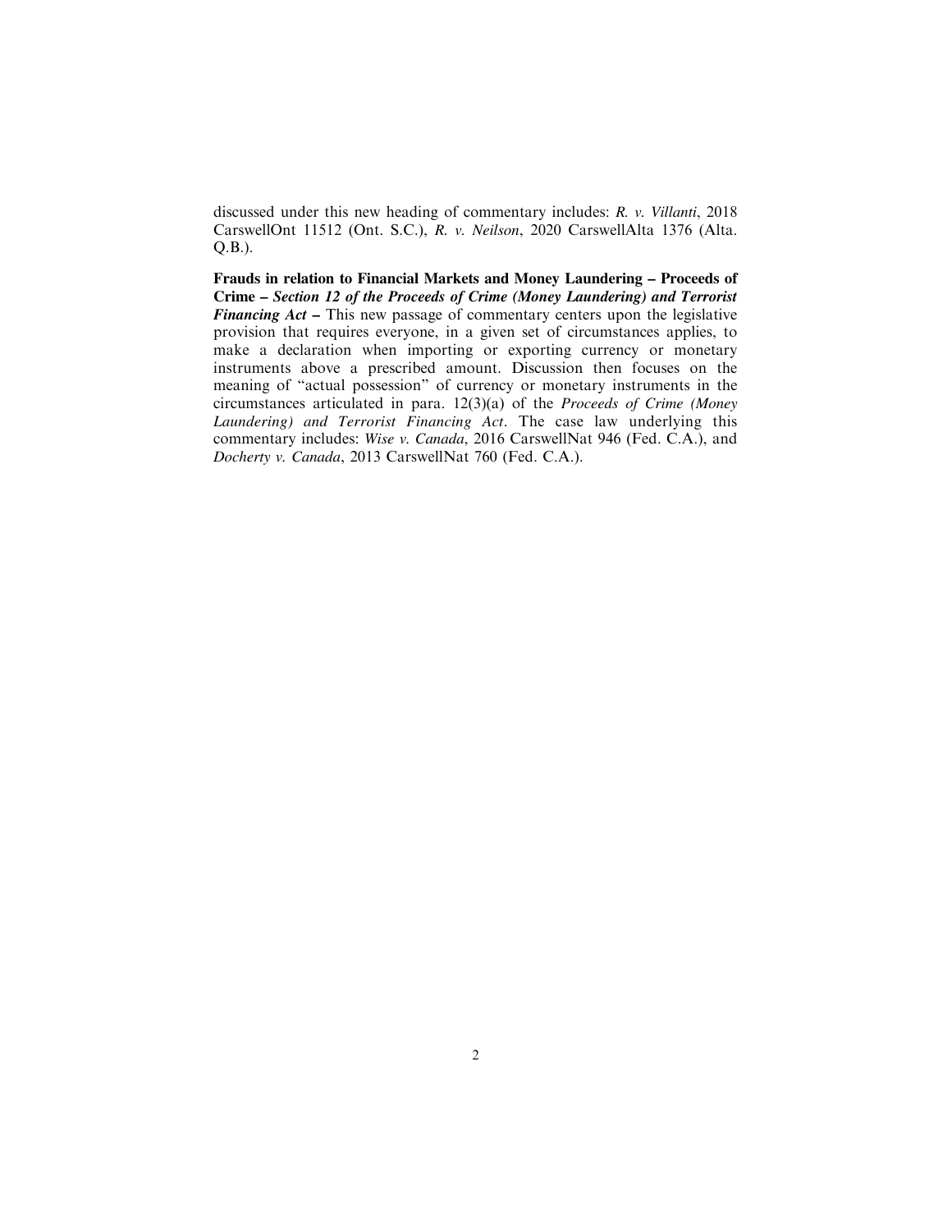discussed under this new heading of commentary includes: *R. v. Villanti*, 2018 CarswellOnt 11512 (Ont. S.C.), *R. v. Neilson*, 2020 CarswellAlta 1376 (Alta. Q.B.).

**Frauds in relation to Financial Markets and Money Laundering – Proceeds of Crime – *Section 12 of the Proceeds of Crime (Money Laundering) and Terrorist Financing Act* –** This new passage of commentary centers upon the legislative provision that requires everyone, in a given set of circumstances applies, to make a declaration when importing or exporting currency or monetary instruments above a prescribed amount. Discussion then focuses on the meaning of "actual possession" of currency or monetary instruments in the circumstances articulated in para. 12(3)(a) of the *Proceeds of Crime (Money Laundering) and Terrorist Financing Act*. The case law underlying this commentary includes: *Wise v. Canada*, 2016 CarswellNat 946 (Fed. C.A.), and *Docherty v. Canada*, 2013 CarswellNat 760 (Fed. C.A.).